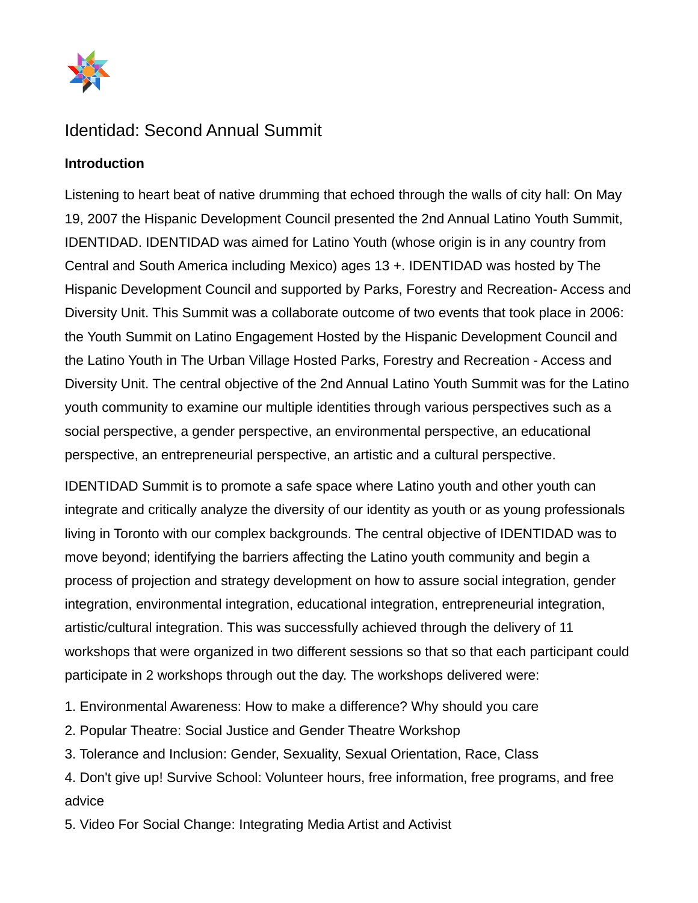# Identidad: Second Annual Summit

**Introduction**

Listening to heart beat of native drumming that echoed through the walls of city hall: On May 19, 2007 the Hispanic Development Council presented the 2nd Annual Latino Youth Summit, IDENTIDAD. IDENTIDAD was aimed for Latino Youth (whose origin is in any country from Central and South America including Mexico) ages 13 +. IDENTIDAD was hosted by The Hispanic Development Council and supported by Parks, Forestry and Recreation- Access and Diversity Unit. This Summit was a collaborate outcome of two events that took place in 2006: the Youth Summit on Latino Engagement Hosted by the Hispanic Development Council and the Latino Youth in The Urban Village Hosted Parks, Forestry and Recreation - Access and Diversity Unit. The central objective of the 2nd Annual Latino Youth Summit was for the Latino youth community to examine our multiple identities through various perspectives such as a social perspective, a gender perspective, an environmental perspective, an educational perspective, an entrepreneurial perspective, an artistic and a cultural perspective.

IDENTIDAD Summit is to promote a safe space where Latino youth and other youth can integrate and critically analyze the diversity of our identity as youth or as young professionals living in Toronto with our complex backgrounds. The central objective of IDENTIDAD was to move beyond; identifying the barriers affecting the Latino youth community and begin a process of projection and strategy development on how to assure social integration, gender integration, environmental integration, educational integration, entrepreneurial integration, artistic/cultural integration. This was successfully achieved through the delivery of 11 workshops that were organized in two different sessions so that so that each participant could participate in 2 workshops through out the day. The workshops delivered were:

1. Environmental Awareness: How to make a difference? Why should you care
2. Popular Theatre: Social Justice and Gender Theatre Workshop
3. Tolerance and Inclusion: Gender, Sexuality, Sexual Orientation, Race, Class
4. Don't give up! Survive School: Volunteer hours, free information, free programs, and free advice
5. Video For Social Change: Integrating Media Artist and Activist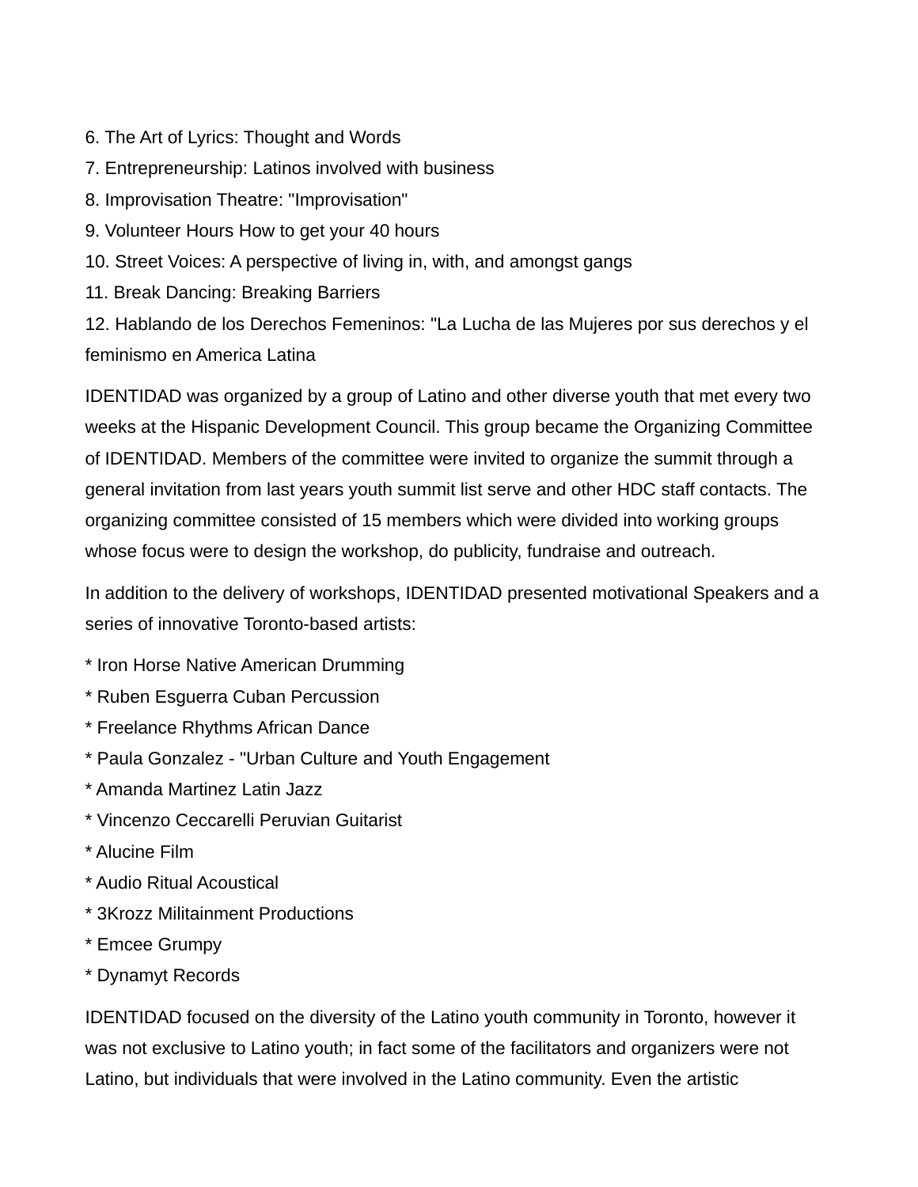6. The Art of Lyrics: Thought and Words
7. Entrepreneurship: Latinos involved with business
8. Improvisation Theatre: "Improvisation"
9. Volunteer Hours How to get your 40 hours
10. Street Voices: A perspective of living in, with, and amongst gangs
11. Break Dancing: Breaking Barriers
12. Hablando de los Derechos Femeninos: "La Lucha de las Mujeres por sus derechos y el feminismo en America Latina

IDENTIDAD was organized by a group of Latino and other diverse youth that met every two weeks at the Hispanic Development Council. This group became the Organizing Committee of IDENTIDAD. Members of the committee were invited to organize the summit through a general invitation from last years youth summit list serve and other HDC staff contacts. The organizing committee consisted of 15 members which were divided into working groups whose focus were to design the workshop, do publicity, fundraise and outreach.

In addition to the delivery of workshops, IDENTIDAD presented motivational Speakers and a series of innovative Toronto-based artists:

* Iron Horse Native American Drumming
* Ruben Esguerra Cuban Percussion
* Freelance Rhythms African Dance
* Paula Gonzalez - "Urban Culture and Youth Engagement
* Amanda Martinez Latin Jazz
* Vincenzo Ceccarelli Peruvian Guitarist
* Alucine Film
* Audio Ritual Acoustical
* 3Krozz Militainment Productions
* Emcee Grumpy
* Dynamyt Records

IDENTIDAD focused on the diversity of the Latino youth community in Toronto, however it was not exclusive to Latino youth; in fact some of the facilitators and organizers were not Latino, but individuals that were involved in the Latino community. Even the artistic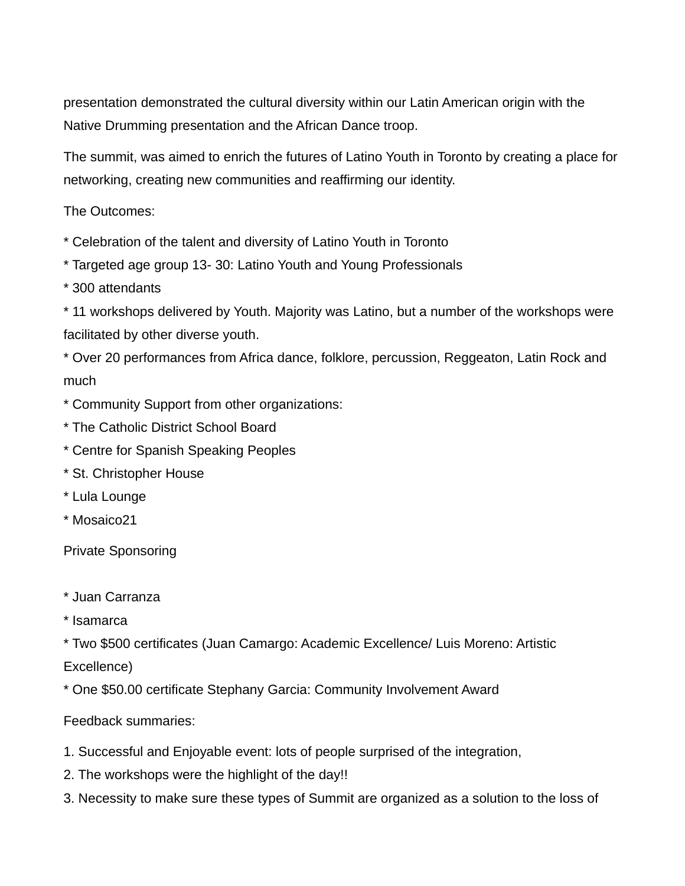presentation demonstrated the cultural diversity within our Latin American origin with the Native Drumming presentation and the African Dance troop.

The summit, was aimed to enrich the futures of Latino Youth in Toronto by creating a place for networking, creating new communities and reaffirming our identity.

The Outcomes:

* Celebration of the talent and diversity of Latino Youth in Toronto
* Targeted age group 13- 30: Latino Youth and Young Professionals
* 300 attendants
* 11 workshops delivered by Youth. Majority was Latino, but a number of the workshops were facilitated by other diverse youth.
* Over 20 performances from Africa dance, folklore, percussion, Reggeaton, Latin Rock and much
* Community Support from other organizations:
* The Catholic District School Board
* Centre for Spanish Speaking Peoples
* St. Christopher House
* Lula Lounge
* Mosaico21

Private Sponsoring

* Juan Carranza
* Isamarca
* Two $500 certificates (Juan Camargo: Academic Excellence/ Luis Moreno: Artistic Excellence)
* One $50.00 certificate Stephany Garcia: Community Involvement Award

Feedback summaries:

1. Successful and Enjoyable event: lots of people surprised of the integration,
2. The workshops were the highlight of the day!!
3. Necessity to make sure these types of Summit are organized as a solution to the loss of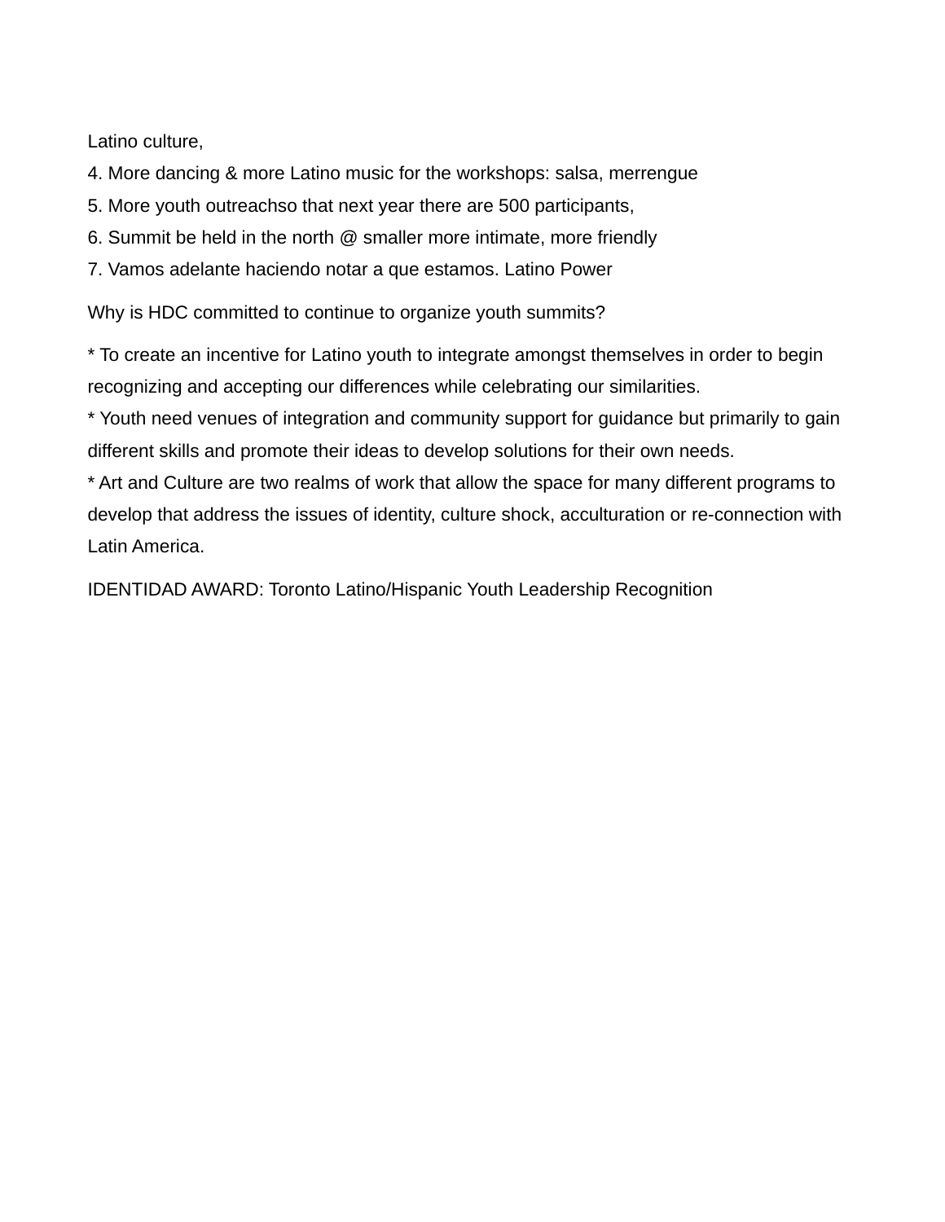Latino culture,
4. More dancing & more Latino music for the workshops: salsa, merrengue
5. More youth outreachso that next year there are 500 participants,
6. Summit be held in the north @ smaller more intimate, more friendly
7. Vamos adelante haciendo notar a que estamos. Latino Power

Why is HDC committed to continue to organize youth summits?

* To create an incentive for Latino youth to integrate amongst themselves in order to begin recognizing and accepting our differences while celebrating our similarities.
* Youth need venues of integration and community support for guidance but primarily to gain different skills and promote their ideas to develop solutions for their own needs.
* Art and Culture are two realms of work that allow the space for many different programs to develop that address the issues of identity, culture shock, acculturation or re-connection with Latin America.

IDENTIDAD AWARD: Toronto Latino/Hispanic Youth Leadership Recognition